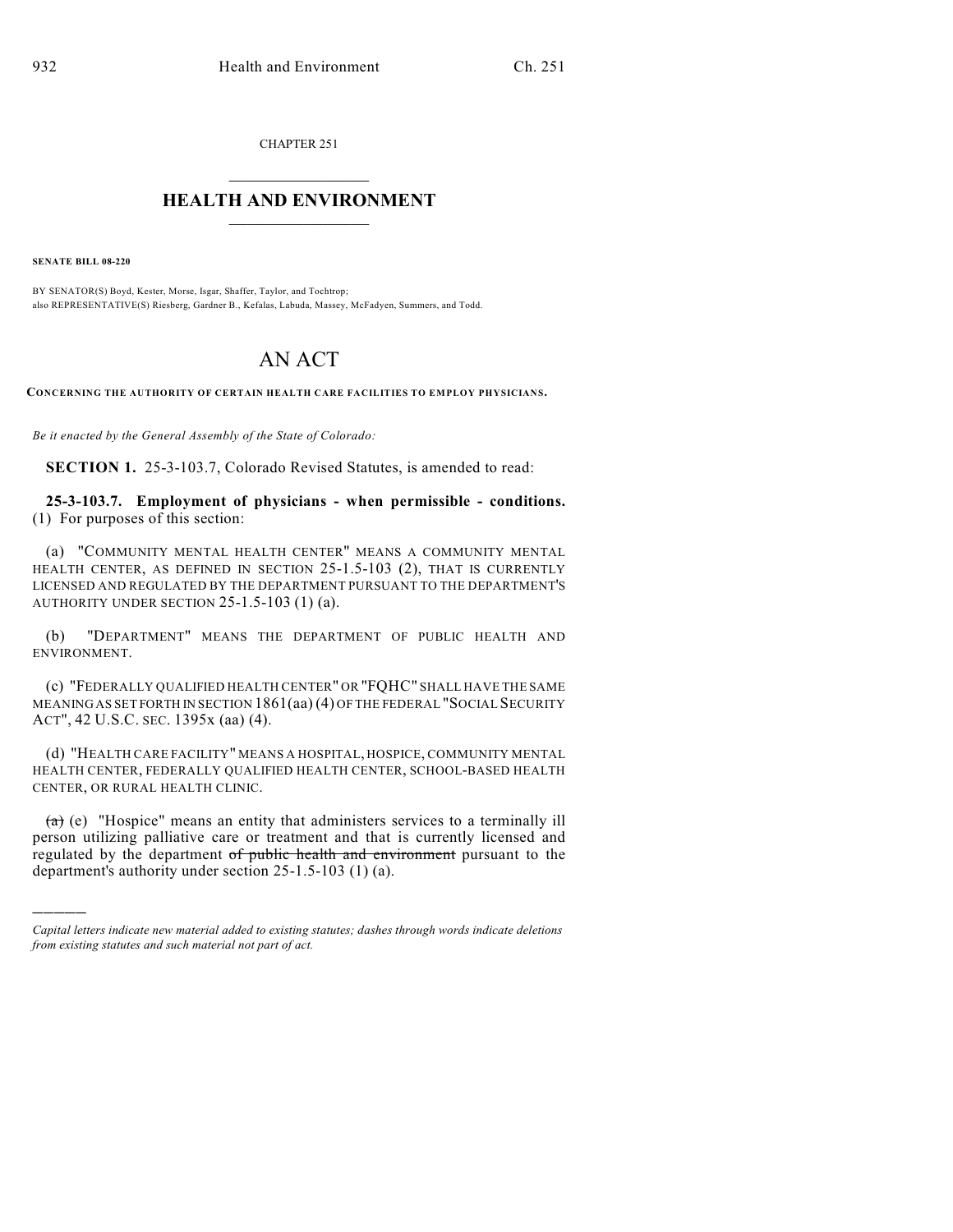CHAPTER 251

# HEALTH AND ENVIRONMENT

**SENATE BILL 08-220**

BY SENATOR(S) Boyd, Kester, Morse, Isgar, Shaffer, Taylor, and Tochtrop;
also REPRESENTATIVE(S) Riesberg, Gardner B., Kefalas, Labuda, Massey, McFadyen, Summers, and Todd.

# AN ACT

**CONCERNING THE AUTHORITY OF CERTAIN HEALTH CARE FACILITIES TO EMPLOY PHYSICIANS.**

*Be it enacted by the General Assembly of the State of Colorado:*

**SECTION 1.** 25-3-103.7, Colorado Revised Statutes, is amended to read:

**25-3-103.7. Employment of physicians - when permissible - conditions.** (1) For purposes of this section:

(a) "COMMUNITY MENTAL HEALTH CENTER" MEANS A COMMUNITY MENTAL HEALTH CENTER, AS DEFINED IN SECTION 25-1.5-103 (2), THAT IS CURRENTLY LICENSED AND REGULATED BY THE DEPARTMENT PURSUANT TO THE DEPARTMENT'S AUTHORITY UNDER SECTION 25-1.5-103 (1) (a).

(b) "DEPARTMENT" MEANS THE DEPARTMENT OF PUBLIC HEALTH AND ENVIRONMENT.

(c) "FEDERALLY QUALIFIED HEALTH CENTER" OR "FQHC" SHALL HAVE THE SAME MEANING AS SET FORTH IN SECTION 1861(aa) (4) OF THE FEDERAL "SOCIAL SECURITY ACT", 42 U.S.C. SEC. 1395x (aa) (4).

(d) "HEALTH CARE FACILITY" MEANS A HOSPITAL, HOSPICE, COMMUNITY MENTAL HEALTH CENTER, FEDERALLY QUALIFIED HEALTH CENTER, SCHOOL-BASED HEALTH CENTER, OR RURAL HEALTH CLINIC.

~~(a)~~ (e) "Hospice" means an entity that administers services to a terminally ill person utilizing palliative care or treatment and that is currently licensed and regulated by the department ~~of public health and environment~~ pursuant to the department's authority under section 25-1.5-103 (1) (a).

*Capital letters indicate new material added to existing statutes; dashes through words indicate deletions from existing statutes and such material not part of act.*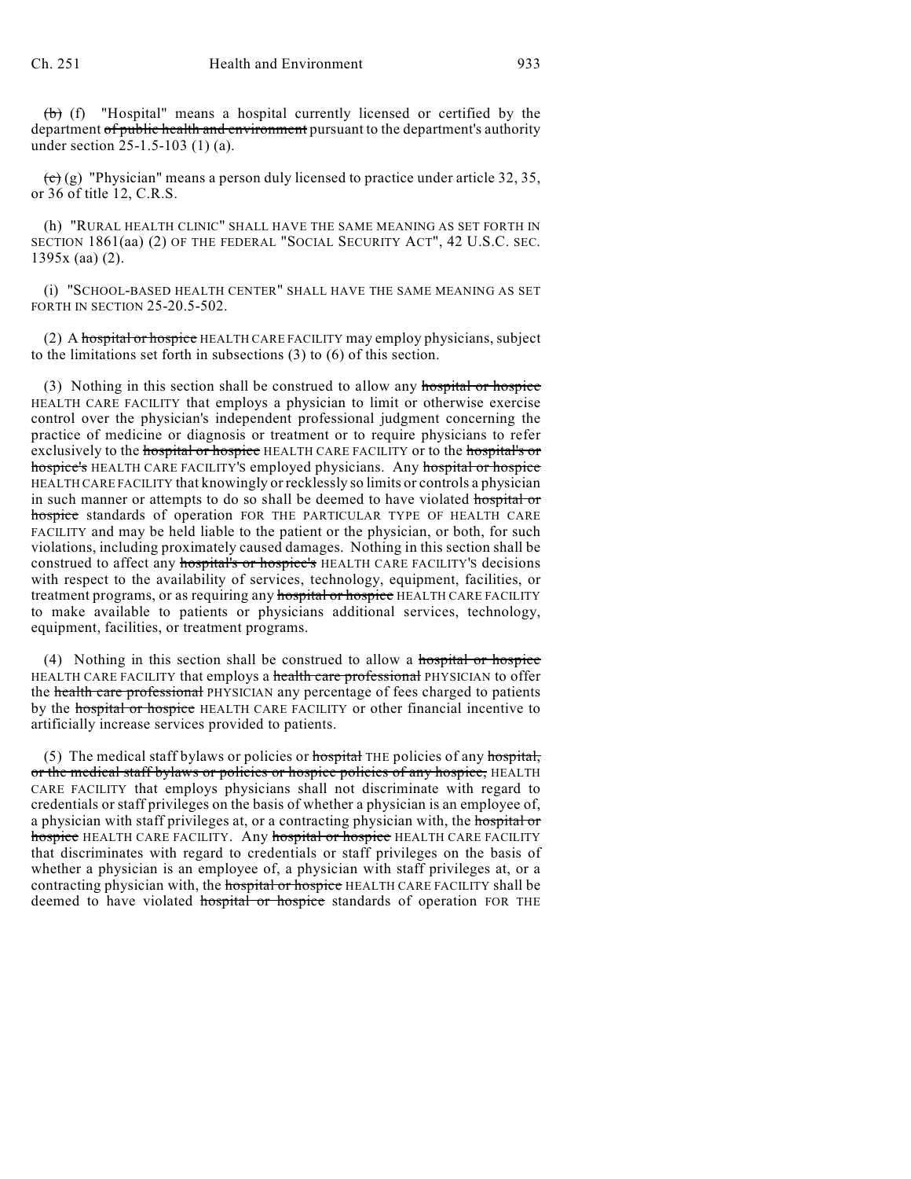~~(b)~~ (f) "Hospital" means a hospital currently licensed or certified by the department ~~of public health and environment~~ pursuant to the department's authority under section 25-1.5-103 (1) (a).

~~(c)~~ (g) "Physician" means a person duly licensed to practice under article 32, 35, or 36 of title 12, C.R.S.

(h) "RURAL HEALTH CLINIC" SHALL HAVE THE SAME MEANING AS SET FORTH IN SECTION 1861(aa) (2) OF THE FEDERAL "SOCIAL SECURITY ACT", 42 U.S.C. SEC. 1395x (aa) (2).

(i) "SCHOOL-BASED HEALTH CENTER" SHALL HAVE THE SAME MEANING AS SET FORTH IN SECTION 25-20.5-502.

(2) A ~~hospital or hospice~~ HEALTH CARE FACILITY may employ physicians, subject to the limitations set forth in subsections (3) to (6) of this section.

(3) Nothing in this section shall be construed to allow any ~~hospital or hospice~~ HEALTH CARE FACILITY that employs a physician to limit or otherwise exercise control over the physician's independent professional judgment concerning the practice of medicine or diagnosis or treatment or to require physicians to refer exclusively to the ~~hospital or hospice~~ HEALTH CARE FACILITY or to the ~~hospital's or hospice's~~ HEALTH CARE FACILITY'S employed physicians. Any ~~hospital or hospice~~ HEALTH CARE FACILITY that knowingly or recklessly so limits or controls a physician in such manner or attempts to do so shall be deemed to have violated ~~hospital or hospice~~ standards of operation FOR THE PARTICULAR TYPE OF HEALTH CARE FACILITY and may be held liable to the patient or the physician, or both, for such violations, including proximately caused damages. Nothing in this section shall be construed to affect any ~~hospital's or hospice's~~ HEALTH CARE FACILITY'S decisions with respect to the availability of services, technology, equipment, facilities, or treatment programs, or as requiring any ~~hospital or hospice~~ HEALTH CARE FACILITY to make available to patients or physicians additional services, technology, equipment, facilities, or treatment programs.

(4) Nothing in this section shall be construed to allow a ~~hospital or hospice~~ HEALTH CARE FACILITY that employs a ~~health care professional~~ PHYSICIAN to offer the ~~health care professional~~ PHYSICIAN any percentage of fees charged to patients by the ~~hospital or hospice~~ HEALTH CARE FACILITY or other financial incentive to artificially increase services provided to patients.

(5) The medical staff bylaws or policies or ~~hospital~~ THE policies of any ~~hospital, or the medical staff bylaws or policies or hospice policies of any hospice,~~ HEALTH CARE FACILITY that employs physicians shall not discriminate with regard to credentials or staff privileges on the basis of whether a physician is an employee of, a physician with staff privileges at, or a contracting physician with, the ~~hospital or hospice~~ HEALTH CARE FACILITY. Any ~~hospital or hospice~~ HEALTH CARE FACILITY that discriminates with regard to credentials or staff privileges on the basis of whether a physician is an employee of, a physician with staff privileges at, or a contracting physician with, the ~~hospital or hospice~~ HEALTH CARE FACILITY shall be deemed to have violated ~~hospital or hospice~~ standards of operation FOR THE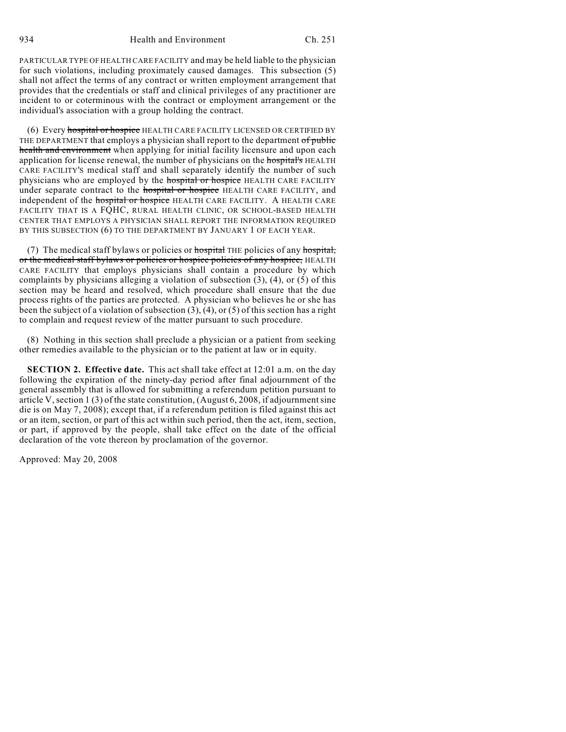PARTICULAR TYPE OF HEALTH CARE FACILITY and may be held liable to the physician for such violations, including proximately caused damages. This subsection (5) shall not affect the terms of any contract or written employment arrangement that provides that the credentials or staff and clinical privileges of any practitioner are incident to or coterminous with the contract or employment arrangement or the individual's association with a group holding the contract.

(6) Every ~~hospital or hospice~~ HEALTH CARE FACILITY LICENSED OR CERTIFIED BY THE DEPARTMENT that employs a physician shall report to the department ~~of public health and environment~~ when applying for initial facility licensure and upon each application for license renewal, the number of physicians on the ~~hospital's~~ HEALTH CARE FACILITY'S medical staff and shall separately identify the number of such physicians who are employed by the ~~hospital or hospice~~ HEALTH CARE FACILITY under separate contract to the ~~hospital or hospice~~ HEALTH CARE FACILITY, and independent of the ~~hospital or hospice~~ HEALTH CARE FACILITY. A HEALTH CARE FACILITY THAT IS A FQHC, RURAL HEALTH CLINIC, OR SCHOOL-BASED HEALTH CENTER THAT EMPLOYS A PHYSICIAN SHALL REPORT THE INFORMATION REQUIRED BY THIS SUBSECTION (6) TO THE DEPARTMENT BY JANUARY 1 OF EACH YEAR.

(7) The medical staff bylaws or policies or ~~hospital~~ THE policies of any ~~hospital, or the medical staff bylaws or policies or hospice policies of any hospice,~~ HEALTH CARE FACILITY that employs physicians shall contain a procedure by which complaints by physicians alleging a violation of subsection (3), (4), or (5) of this section may be heard and resolved, which procedure shall ensure that the due process rights of the parties are protected. A physician who believes he or she has been the subject of a violation of subsection (3), (4), or (5) of this section has a right to complain and request review of the matter pursuant to such procedure.

(8) Nothing in this section shall preclude a physician or a patient from seeking other remedies available to the physician or to the patient at law or in equity.

**SECTION 2. Effective date.** This act shall take effect at 12:01 a.m. on the day following the expiration of the ninety-day period after final adjournment of the general assembly that is allowed for submitting a referendum petition pursuant to article V, section 1 (3) of the state constitution, (August 6, 2008, if adjournment sine die is on May 7, 2008); except that, if a referendum petition is filed against this act or an item, section, or part of this act within such period, then the act, item, section, or part, if approved by the people, shall take effect on the date of the official declaration of the vote thereon by proclamation of the governor.

Approved: May 20, 2008